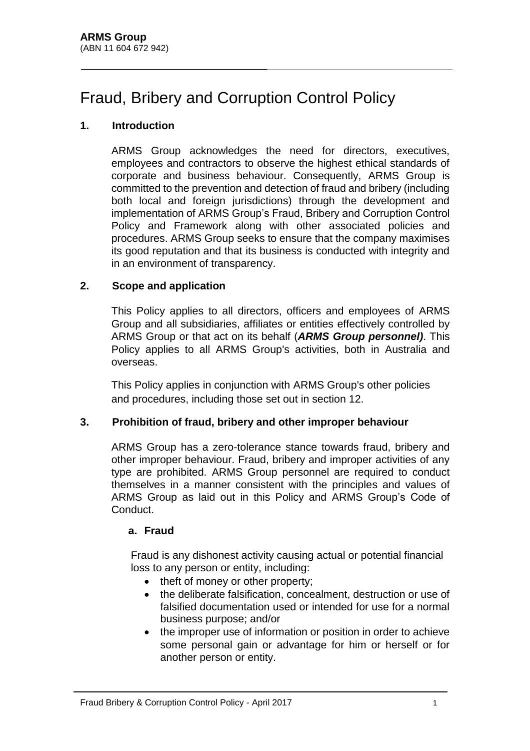**ARMS Group**
(ABN 11 604 672 942)

# Fraud, Bribery and Corruption Control Policy

## 1. Introduction

ARMS Group acknowledges the need for directors, executives, employees and contractors to observe the highest ethical standards of corporate and business behaviour. Consequently, ARMS Group is committed to the prevention and detection of fraud and bribery (including both local and foreign jurisdictions) through the development and implementation of ARMS Group's Fraud, Bribery and Corruption Control Policy and Framework along with other associated policies and procedures. ARMS Group seeks to ensure that the company maximises its good reputation and that its business is conducted with integrity and in an environment of transparency.

## 2. Scope and application

This Policy applies to all directors, officers and employees of ARMS Group and all subsidiaries, affiliates or entities effectively controlled by ARMS Group or that act on its behalf (***ARMS Group personnel)***. This Policy applies to all ARMS Group's activities, both in Australia and overseas.

This Policy applies in conjunction with ARMS Group's other policies and procedures, including those set out in section 12.

## 3. Prohibition of fraud, bribery and other improper behaviour

ARMS Group has a zero-tolerance stance towards fraud, bribery and other improper behaviour. Fraud, bribery and improper activities of any type are prohibited. ARMS Group personnel are required to conduct themselves in a manner consistent with the principles and values of ARMS Group as laid out in this Policy and ARMS Group's Code of Conduct.

### a. Fraud

Fraud is any dishonest activity causing actual or potential financial loss to any person or entity, including:

- theft of money or other property;
- the deliberate falsification, concealment, destruction or use of falsified documentation used or intended for use for a normal business purpose; and/or
- the improper use of information or position in order to achieve some personal gain or advantage for him or herself or for another person or entity.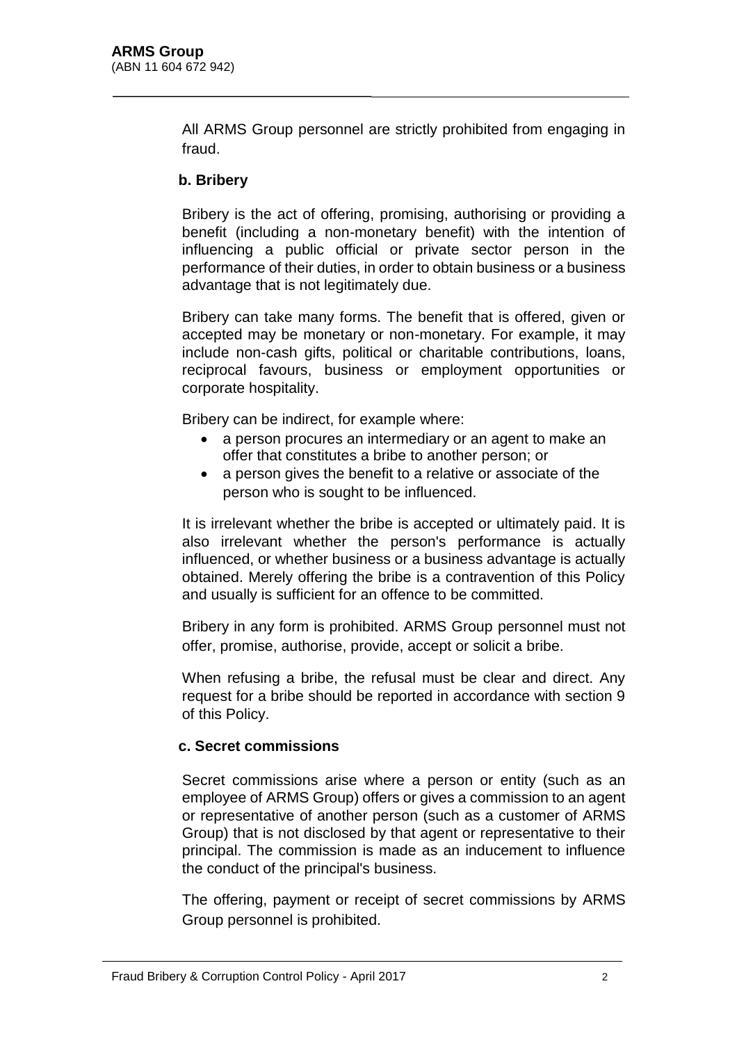All ARMS Group personnel are strictly prohibited from engaging in fraud.

### b. Bribery

Bribery is the act of offering, promising, authorising or providing a benefit (including a non-monetary benefit) with the intention of influencing a public official or private sector person in the performance of their duties, in order to obtain business or a business advantage that is not legitimately due.

Bribery can take many forms. The benefit that is offered, given or accepted may be monetary or non-monetary. For example, it may include non-cash gifts, political or charitable contributions, loans, reciprocal favours, business or employment opportunities or corporate hospitality.

Bribery can be indirect, for example where:

- a person procures an intermediary or an agent to make an offer that constitutes a bribe to another person; or
- a person gives the benefit to a relative or associate of the person who is sought to be influenced.

It is irrelevant whether the bribe is accepted or ultimately paid. It is also irrelevant whether the person's performance is actually influenced, or whether business or a business advantage is actually obtained. Merely offering the bribe is a contravention of this Policy and usually is sufficient for an offence to be committed.

Bribery in any form is prohibited. ARMS Group personnel must not offer, promise, authorise, provide, accept or solicit a bribe.

When refusing a bribe, the refusal must be clear and direct. Any request for a bribe should be reported in accordance with section 9 of this Policy.

### c. Secret commissions

Secret commissions arise where a person or entity (such as an employee of ARMS Group) offers or gives a commission to an agent or representative of another person (such as a customer of ARMS Group) that is not disclosed by that agent or representative to their principal. The commission is made as an inducement to influence the conduct of the principal's business.

The offering, payment or receipt of secret commissions by ARMS Group personnel is prohibited.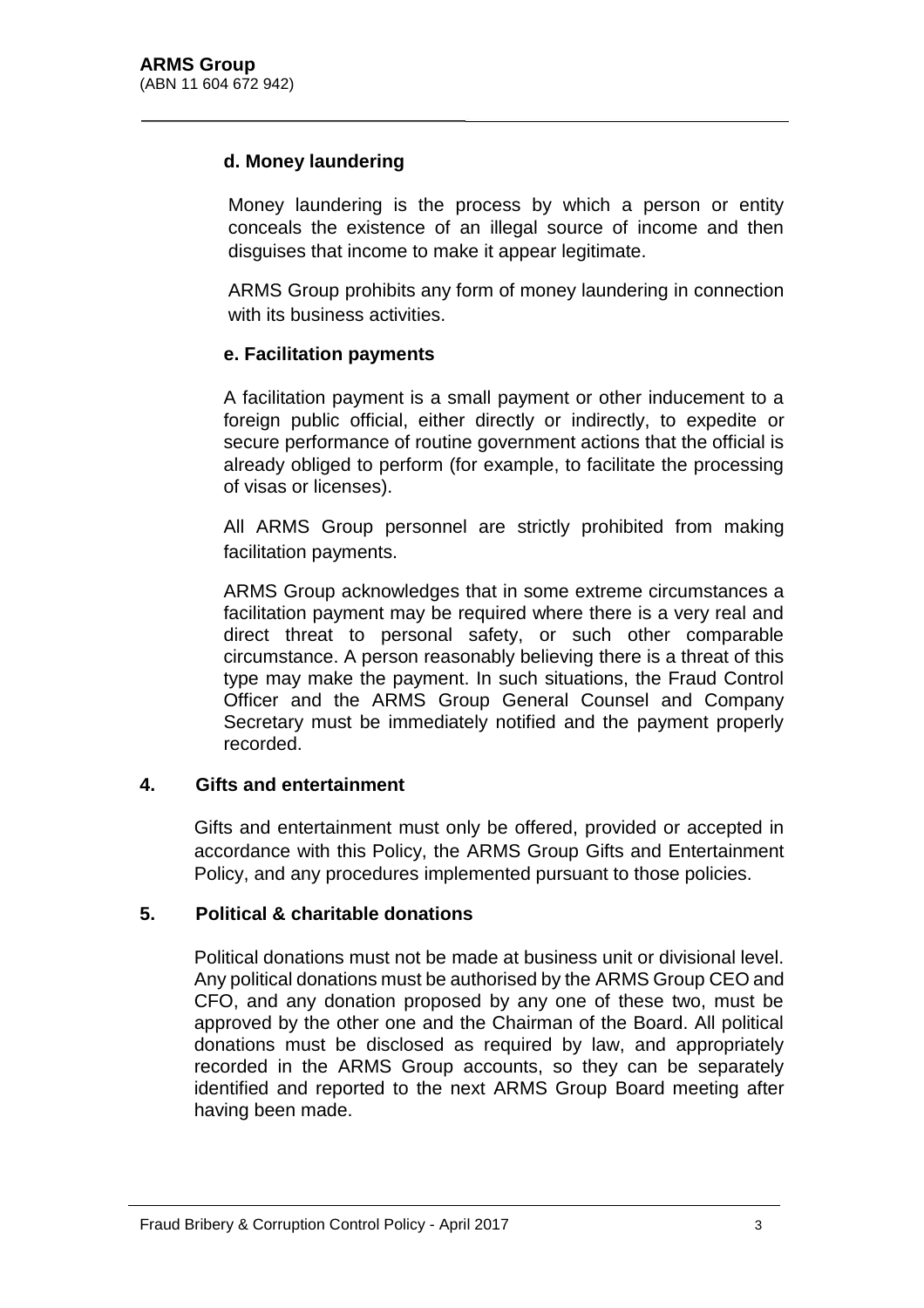#### d. Money laundering

Money laundering is the process by which a person or entity conceals the existence of an illegal source of income and then disguises that income to make it appear legitimate.

ARMS Group prohibits any form of money laundering in connection with its business activities.

#### e. Facilitation payments

A facilitation payment is a small payment or other inducement to a foreign public official, either directly or indirectly, to expedite or secure performance of routine government actions that the official is already obliged to perform (for example, to facilitate the processing of visas or licenses).

All ARMS Group personnel are strictly prohibited from making facilitation payments.

ARMS Group acknowledges that in some extreme circumstances a facilitation payment may be required where there is a very real and direct threat to personal safety, or such other comparable circumstance. A person reasonably believing there is a threat of this type may make the payment. In such situations, the Fraud Control Officer and the ARMS Group General Counsel and Company Secretary must be immediately notified and the payment properly recorded.

### 4. Gifts and entertainment

Gifts and entertainment must only be offered, provided or accepted in accordance with this Policy, the ARMS Group Gifts and Entertainment Policy, and any procedures implemented pursuant to those policies.

### 5. Political & charitable donations

Political donations must not be made at business unit or divisional level. Any political donations must be authorised by the ARMS Group CEO and CFO, and any donation proposed by any one of these two, must be approved by the other one and the Chairman of the Board. All political donations must be disclosed as required by law, and appropriately recorded in the ARMS Group accounts, so they can be separately identified and reported to the next ARMS Group Board meeting after having been made.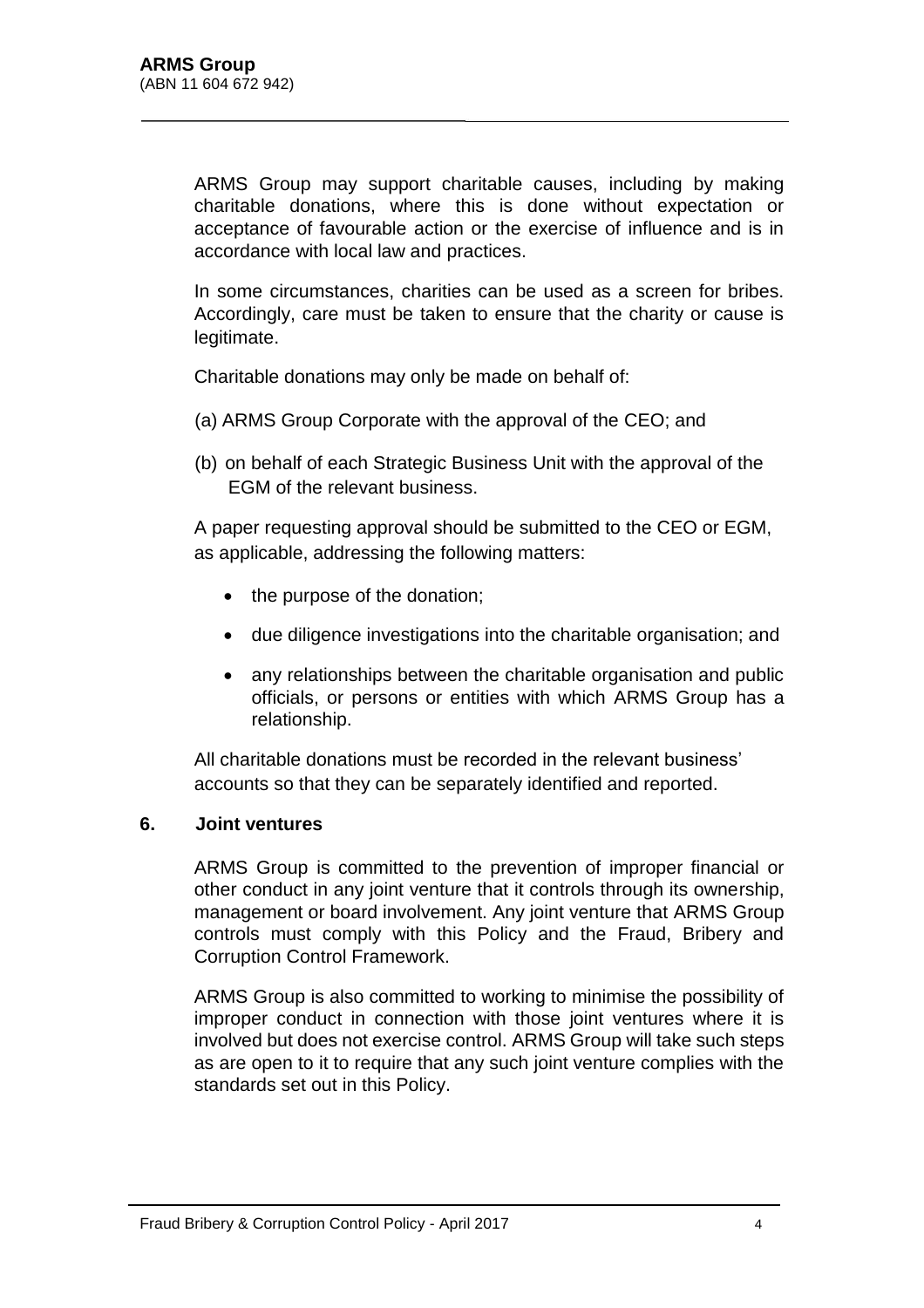ARMS Group may support charitable causes, including by making charitable donations, where this is done without expectation or acceptance of favourable action or the exercise of influence and is in accordance with local law and practices.

In some circumstances, charities can be used as a screen for bribes. Accordingly, care must be taken to ensure that the charity or cause is legitimate.

Charitable donations may only be made on behalf of:

(a) ARMS Group Corporate with the approval of the CEO; and

(b) on behalf of each Strategic Business Unit with the approval of the EGM of the relevant business.

A paper requesting approval should be submitted to the CEO or EGM, as applicable, addressing the following matters:

- the purpose of the donation;
- due diligence investigations into the charitable organisation; and
- any relationships between the charitable organisation and public officials, or persons or entities with which ARMS Group has a relationship.

All charitable donations must be recorded in the relevant business' accounts so that they can be separately identified and reported.

## 6. Joint ventures

ARMS Group is committed to the prevention of improper financial or other conduct in any joint venture that it controls through its ownership, management or board involvement. Any joint venture that ARMS Group controls must comply with this Policy and the Fraud, Bribery and Corruption Control Framework.

ARMS Group is also committed to working to minimise the possibility of improper conduct in connection with those joint ventures where it is involved but does not exercise control. ARMS Group will take such steps as are open to it to require that any such joint venture complies with the standards set out in this Policy.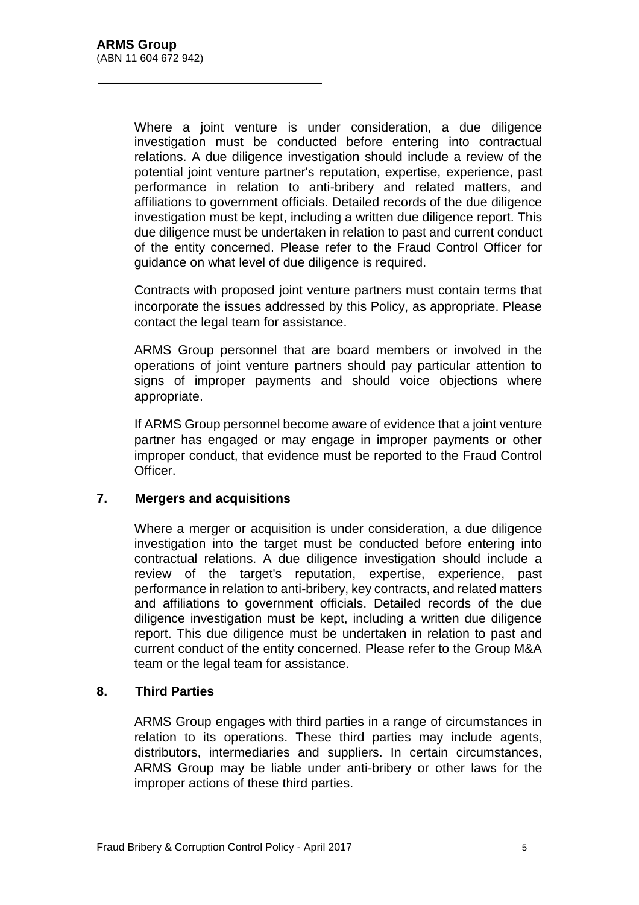Where a joint venture is under consideration, a due diligence investigation must be conducted before entering into contractual relations. A due diligence investigation should include a review of the potential joint venture partner's reputation, expertise, experience, past performance in relation to anti-bribery and related matters, and affiliations to government officials. Detailed records of the due diligence investigation must be kept, including a written due diligence report. This due diligence must be undertaken in relation to past and current conduct of the entity concerned. Please refer to the Fraud Control Officer for guidance on what level of due diligence is required.

Contracts with proposed joint venture partners must contain terms that incorporate the issues addressed by this Policy, as appropriate. Please contact the legal team for assistance.

ARMS Group personnel that are board members or involved in the operations of joint venture partners should pay particular attention to signs of improper payments and should voice objections where appropriate.

If ARMS Group personnel become aware of evidence that a joint venture partner has engaged or may engage in improper payments or other improper conduct, that evidence must be reported to the Fraud Control Officer.

## 7. Mergers and acquisitions

Where a merger or acquisition is under consideration, a due diligence investigation into the target must be conducted before entering into contractual relations. A due diligence investigation should include a review of the target's reputation, expertise, experience, past performance in relation to anti-bribery, key contracts, and related matters and affiliations to government officials. Detailed records of the due diligence investigation must be kept, including a written due diligence report. This due diligence must be undertaken in relation to past and current conduct of the entity concerned. Please refer to the Group M&A team or the legal team for assistance.

## 8. Third Parties

ARMS Group engages with third parties in a range of circumstances in relation to its operations. These third parties may include agents, distributors, intermediaries and suppliers. In certain circumstances, ARMS Group may be liable under anti-bribery or other laws for the improper actions of these third parties.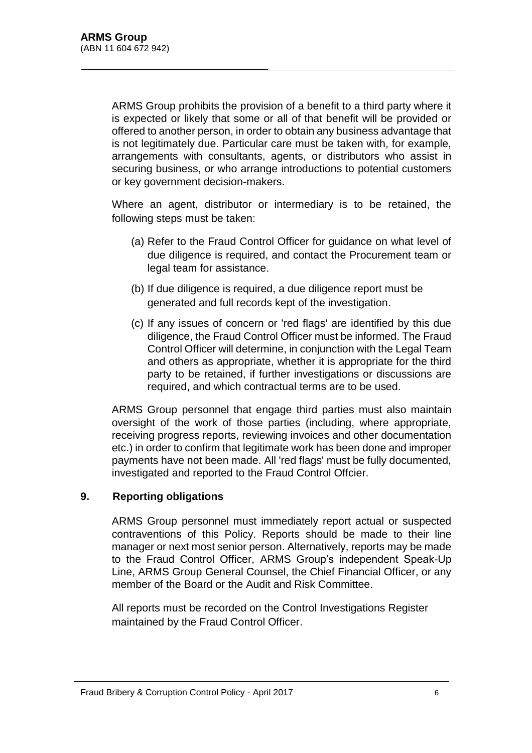ARMS Group prohibits the provision of a benefit to a third party where it is expected or likely that some or all of that benefit will be provided or offered to another person, in order to obtain any business advantage that is not legitimately due. Particular care must be taken with, for example, arrangements with consultants, agents, or distributors who assist in securing business, or who arrange introductions to potential customers or key government decision-makers.

Where an agent, distributor or intermediary is to be retained, the following steps must be taken:

(a) Refer to the Fraud Control Officer for guidance on what level of due diligence is required, and contact the Procurement team or legal team for assistance.

(b) If due diligence is required, a due diligence report must be generated and full records kept of the investigation.

(c) If any issues of concern or 'red flags' are identified by this due diligence, the Fraud Control Officer must be informed. The Fraud Control Officer will determine, in conjunction with the Legal Team and others as appropriate, whether it is appropriate for the third party to be retained, if further investigations or discussions are required, and which contractual terms are to be used.

ARMS Group personnel that engage third parties must also maintain oversight of the work of those parties (including, where appropriate, receiving progress reports, reviewing invoices and other documentation etc.) in order to confirm that legitimate work has been done and improper payments have not been made. All 'red flags' must be fully documented, investigated and reported to the Fraud Control Offcier.

## 9. Reporting obligations

ARMS Group personnel must immediately report actual or suspected contraventions of this Policy. Reports should be made to their line manager or next most senior person. Alternatively, reports may be made to the Fraud Control Officer, ARMS Group's independent Speak-Up Line, ARMS Group General Counsel, the Chief Financial Officer, or any member of the Board or the Audit and Risk Committee.

All reports must be recorded on the Control Investigations Register maintained by the Fraud Control Officer.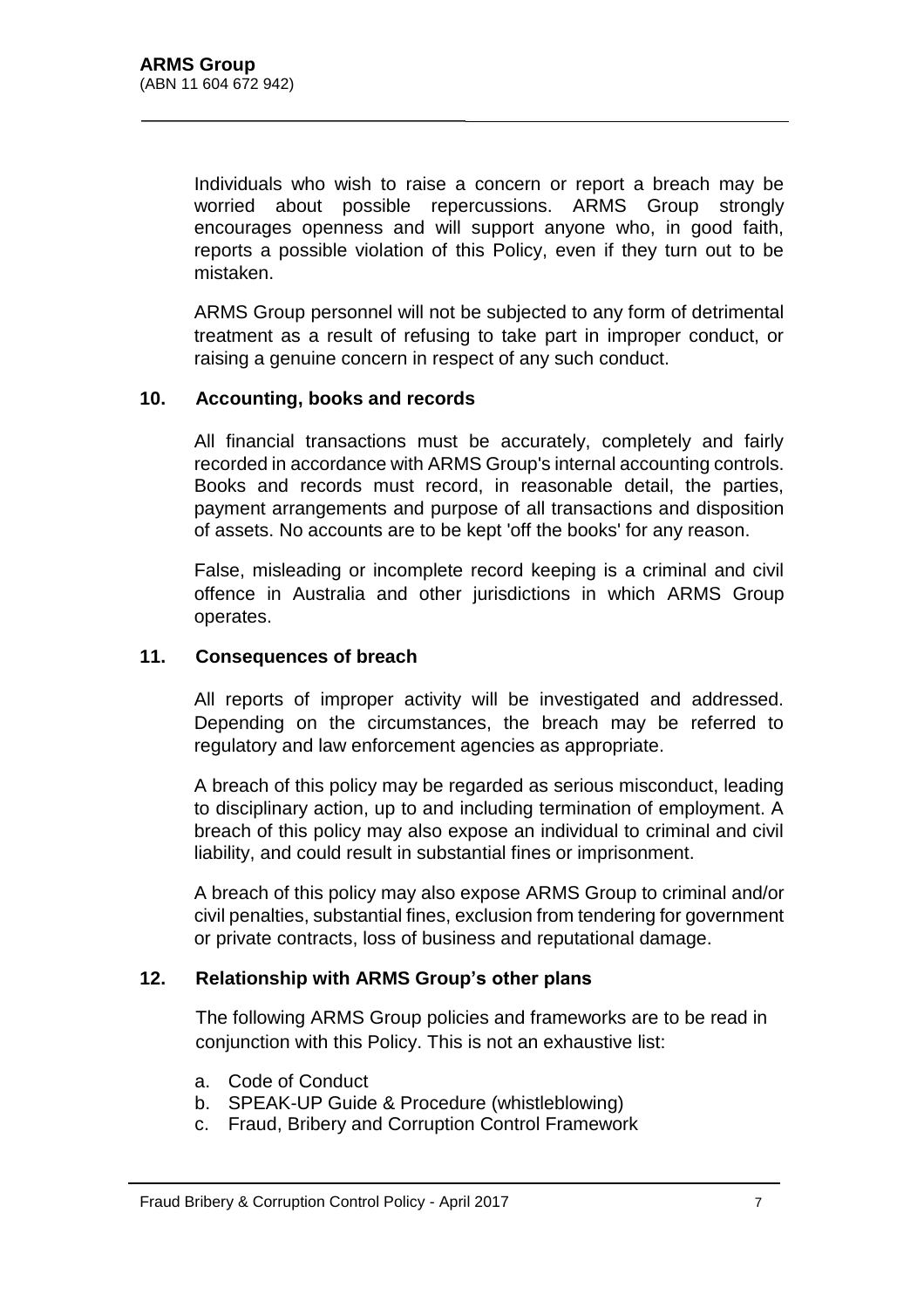Individuals who wish to raise a concern or report a breach may be worried about possible repercussions. ARMS Group strongly encourages openness and will support anyone who, in good faith, reports a possible violation of this Policy, even if they turn out to be mistaken.

ARMS Group personnel will not be subjected to any form of detrimental treatment as a result of refusing to take part in improper conduct, or raising a genuine concern in respect of any such conduct.

## 10. Accounting, books and records

All financial transactions must be accurately, completely and fairly recorded in accordance with ARMS Group's internal accounting controls. Books and records must record, in reasonable detail, the parties, payment arrangements and purpose of all transactions and disposition of assets. No accounts are to be kept 'off the books' for any reason.

False, misleading or incomplete record keeping is a criminal and civil offence in Australia and other jurisdictions in which ARMS Group operates.

## 11. Consequences of breach

All reports of improper activity will be investigated and addressed. Depending on the circumstances, the breach may be referred to regulatory and law enforcement agencies as appropriate.

A breach of this policy may be regarded as serious misconduct, leading to disciplinary action, up to and including termination of employment. A breach of this policy may also expose an individual to criminal and civil liability, and could result in substantial fines or imprisonment.

A breach of this policy may also expose ARMS Group to criminal and/or civil penalties, substantial fines, exclusion from tendering for government or private contracts, loss of business and reputational damage.

## 12. Relationship with ARMS Group's other plans

The following ARMS Group policies and frameworks are to be read in conjunction with this Policy. This is not an exhaustive list:

a. Code of Conduct
b. SPEAK-UP Guide & Procedure (whistleblowing)
c. Fraud, Bribery and Corruption Control Framework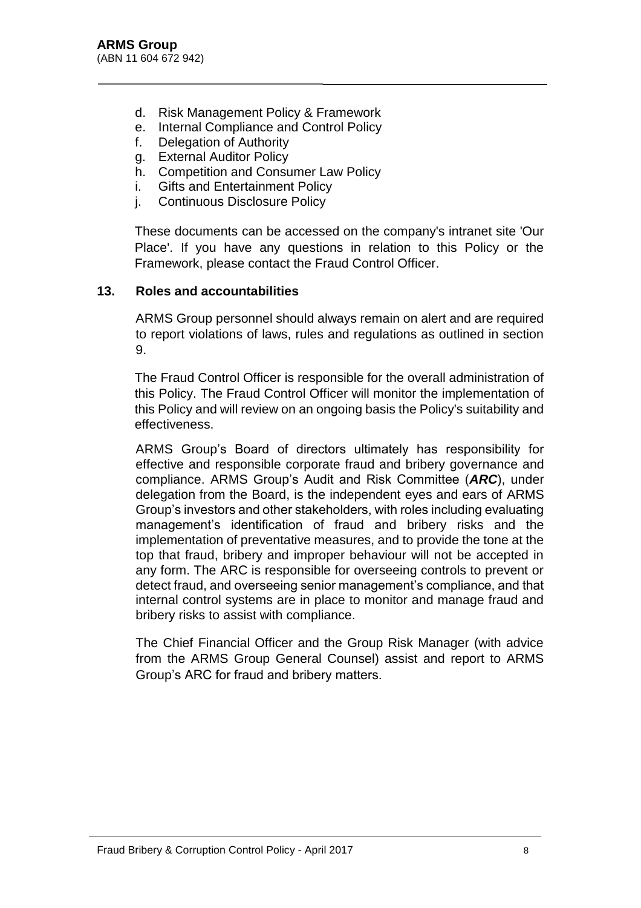d. Risk Management Policy & Framework
e. Internal Compliance and Control Policy
f. Delegation of Authority
g. External Auditor Policy
h. Competition and Consumer Law Policy
i. Gifts and Entertainment Policy
j. Continuous Disclosure Policy

These documents can be accessed on the company's intranet site 'Our Place'. If you have any questions in relation to this Policy or the Framework, please contact the Fraud Control Officer.

## 13. Roles and accountabilities

ARMS Group personnel should always remain on alert and are required to report violations of laws, rules and regulations as outlined in section 9.

The Fraud Control Officer is responsible for the overall administration of this Policy. The Fraud Control Officer will monitor the implementation of this Policy and will review on an ongoing basis the Policy's suitability and effectiveness.

ARMS Group's Board of directors ultimately has responsibility for effective and responsible corporate fraud and bribery governance and compliance. ARMS Group's Audit and Risk Committee (***ARC***), under delegation from the Board, is the independent eyes and ears of ARMS Group's investors and other stakeholders, with roles including evaluating management's identification of fraud and bribery risks and the implementation of preventative measures, and to provide the tone at the top that fraud, bribery and improper behaviour will not be accepted in any form. The ARC is responsible for overseeing controls to prevent or detect fraud, and overseeing senior management's compliance, and that internal control systems are in place to monitor and manage fraud and bribery risks to assist with compliance.

The Chief Financial Officer and the Group Risk Manager (with advice from the ARMS Group General Counsel) assist and report to ARMS Group's ARC for fraud and bribery matters.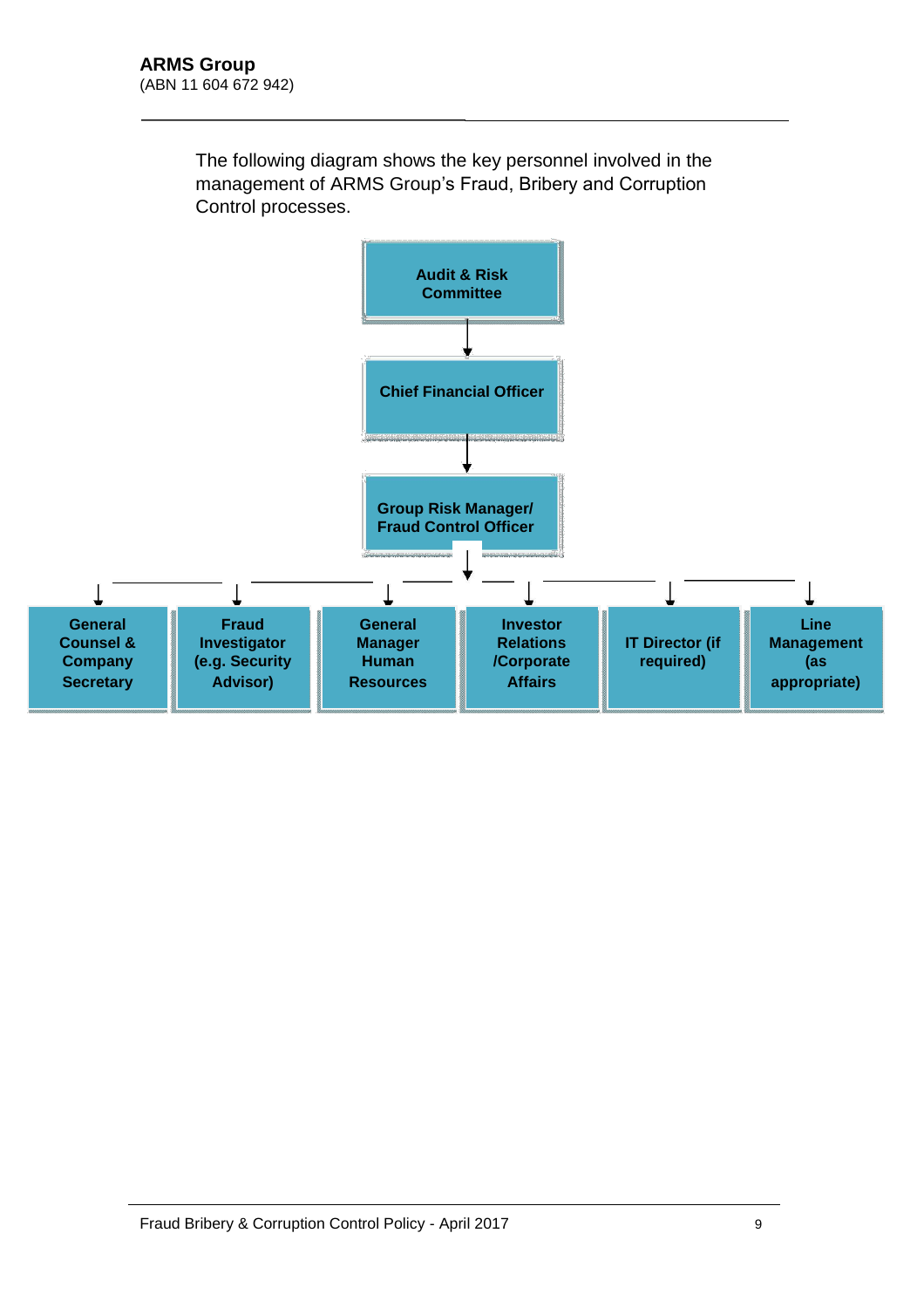The following diagram shows the key personnel involved in the management of ARMS Group's Fraud, Bribery and Corruption Control processes.

Audit & Risk Committee

Chief Financial Officer

Group Risk Manager/ Fraud Control Officer

General Counsel & Company Secretary

Fraud Investigator (e.g. Security Advisor)

General Manager Human Resources

Investor Relations /Corporate Affairs

IT Director (if required)

Line Management (as appropriate)